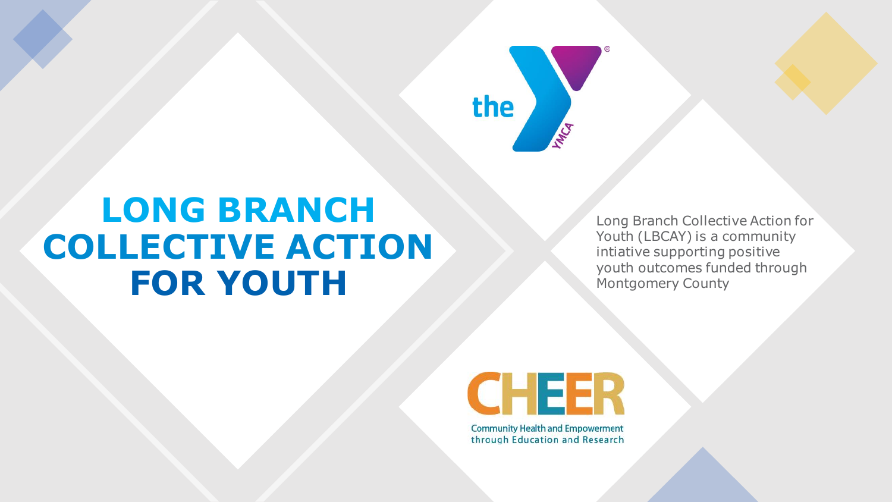# LONG BRANCH COLLECTIVE ACTION FOR YOUTH

Long Branch Collective Action for Youth (LBCAY) is a community intiative supporting positive youth outcomes funded through Montgomery County

the YMCA

CHEER

Community Health and Empowerment through Education and Research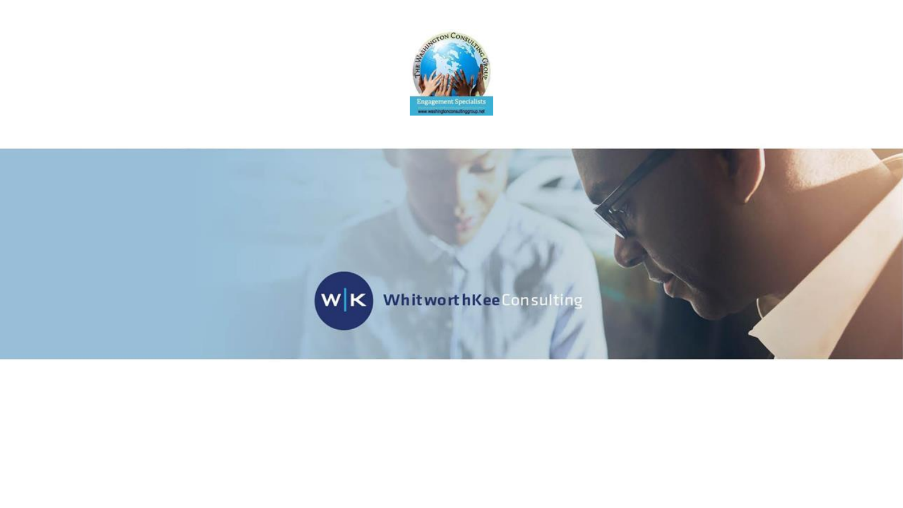The Washington Consulting Group

Engagement Specialists

www.washingtonconsultinggroup.net

W|K WhitworthKee Consulting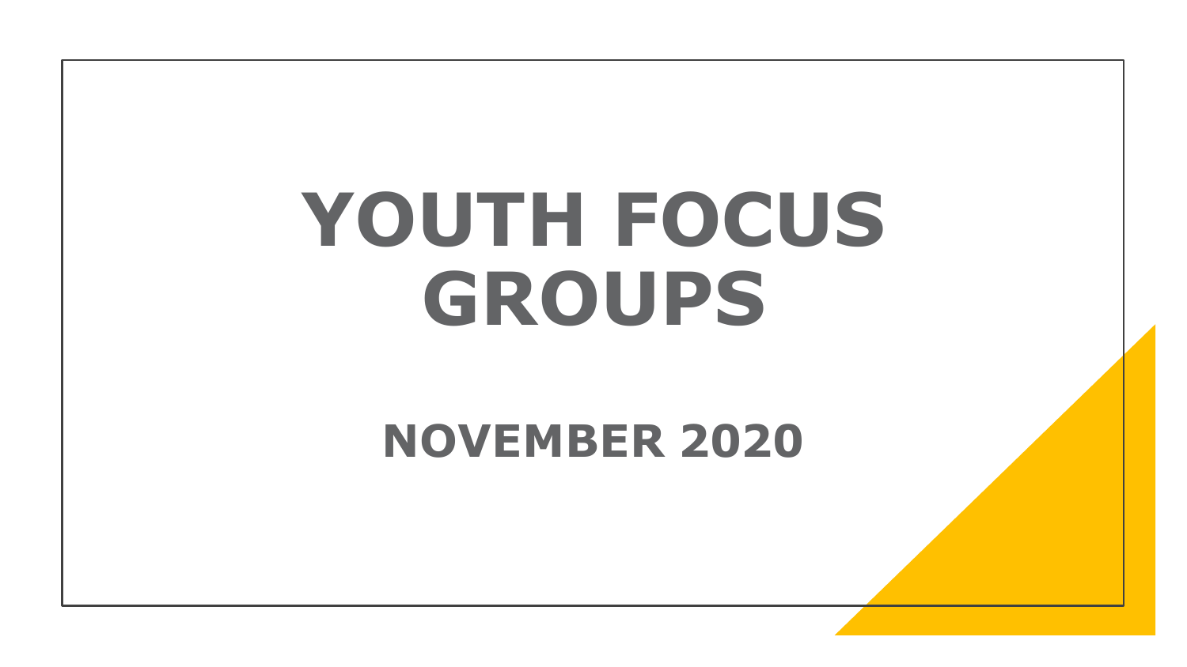# YOUTH FOCUS GROUPS

## NOVEMBER 2020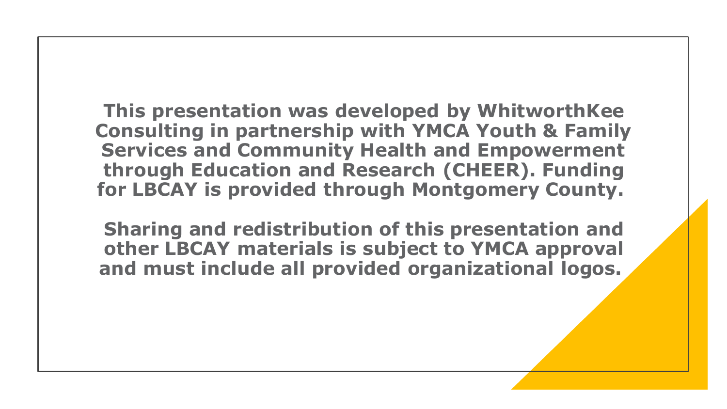**This presentation was developed by WhitworthKee Consulting in partnership with YMCA Youth & Family Services and Community Health and Empowerment through Education and Research (CHEER). Funding for LBCAY is provided through Montgomery County.**

**Sharing and redistribution of this presentation and other LBCAY materials is subject to YMCA approval and must include all provided organizational logos.**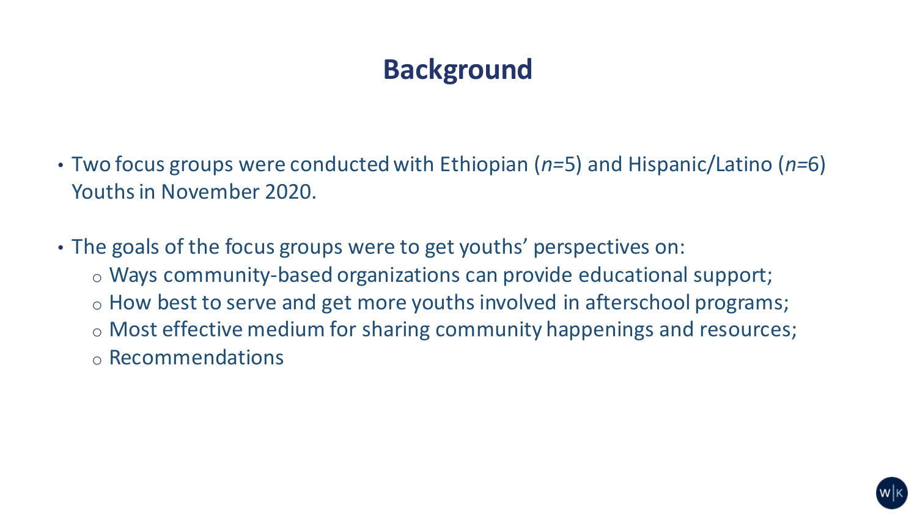# Background

- Two focus groups were conducted with Ethiopian (*n*=5) and Hispanic/Latino (*n*=6) Youths in November 2020.
- The goals of the focus groups were to get youths' perspectives on:
  - Ways community-based organizations can provide educational support;
  - How best to serve and get more youths involved in afterschool programs;
  - Most effective medium for sharing community happenings and resources;
  - Recommendations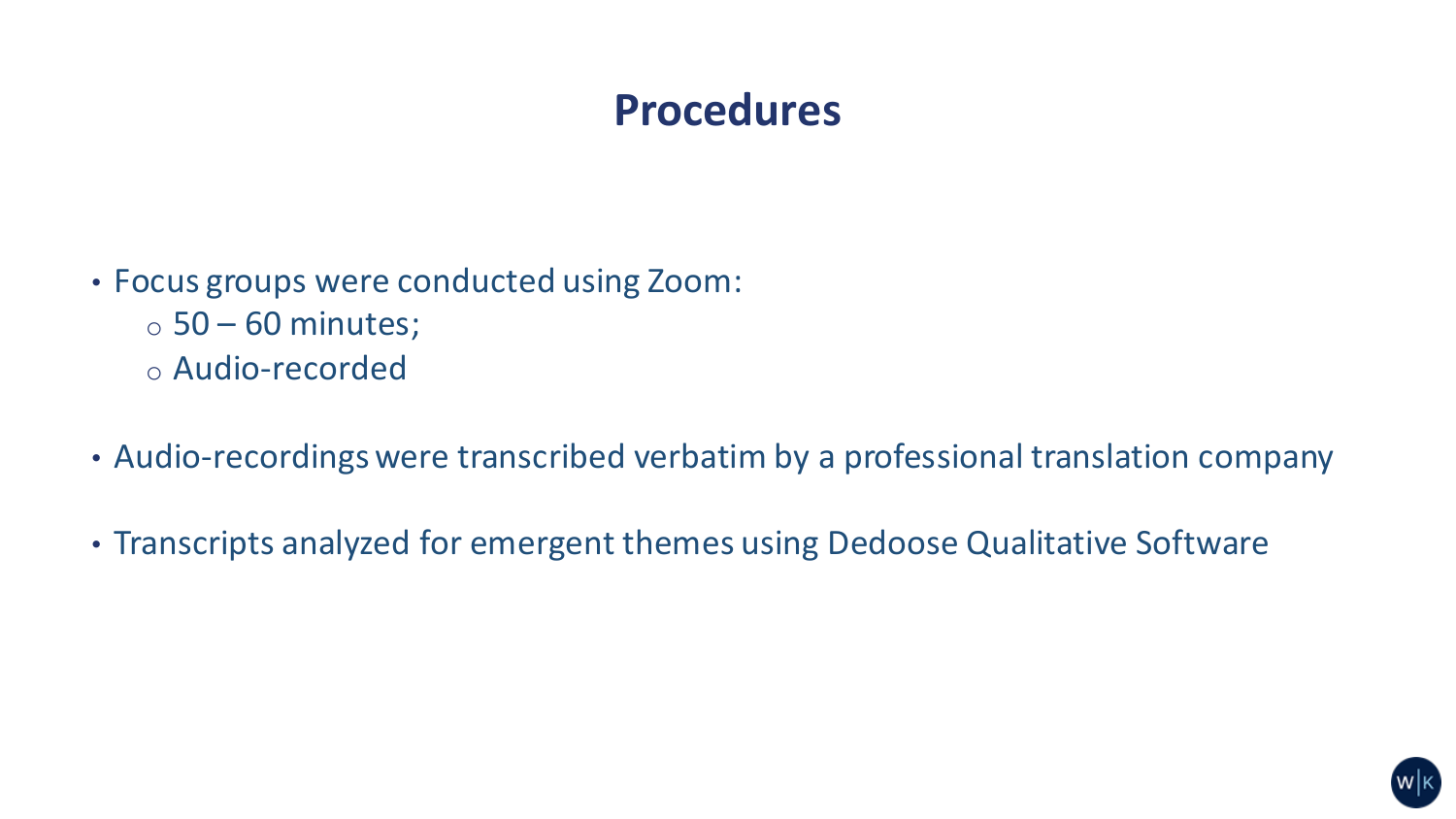# Procedures

- Focus groups were conducted using Zoom:
  - 50 – 60 minutes;
  - Audio-recorded
- Audio-recordings were transcribed verbatim by a professional translation company
- Transcripts analyzed for emergent themes using Dedoose Qualitative Software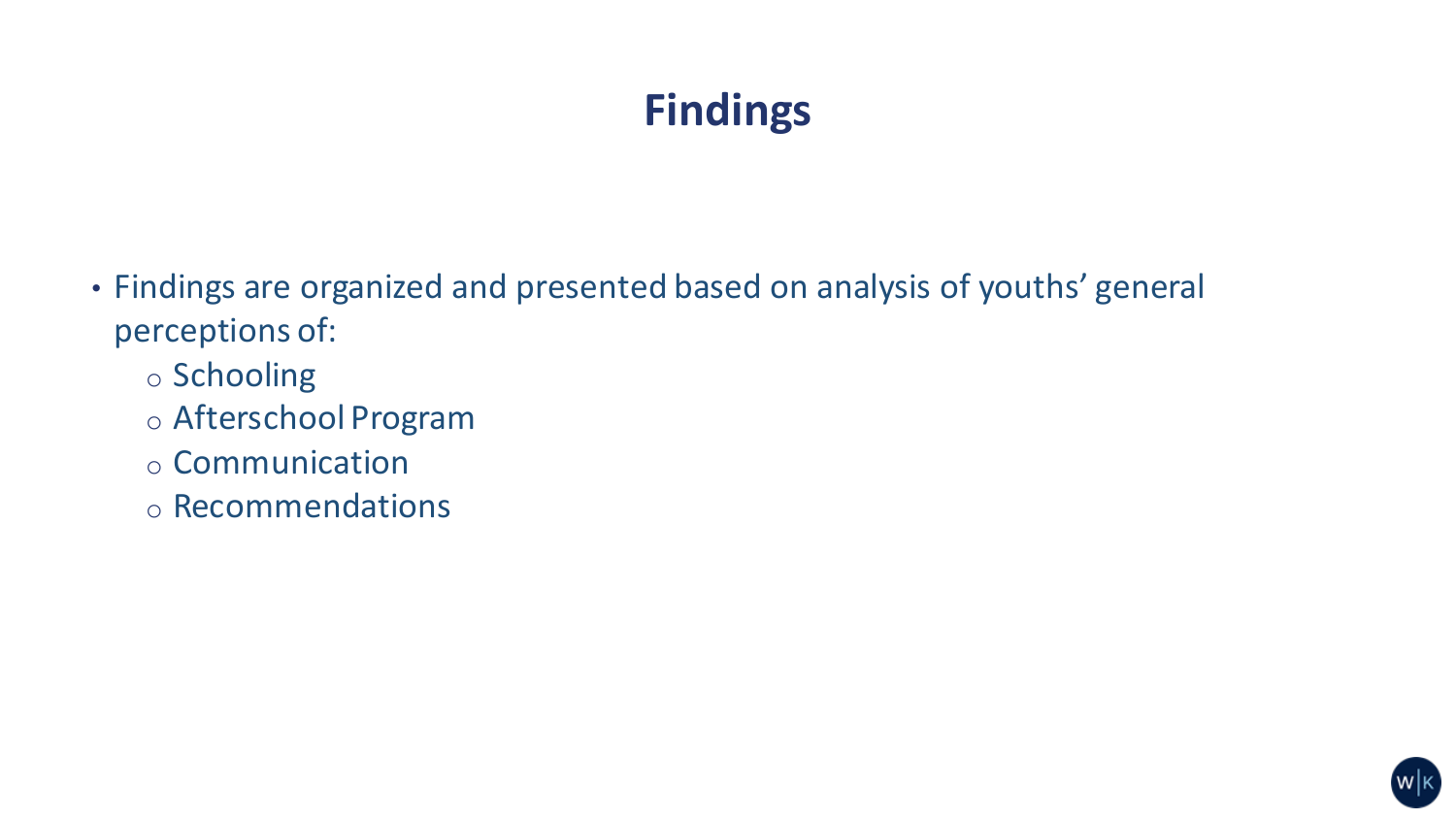# Findings

- Findings are organized and presented based on analysis of youths' general perceptions of:
  - Schooling
  - Afterschool Program
  - Communication
  - Recommendations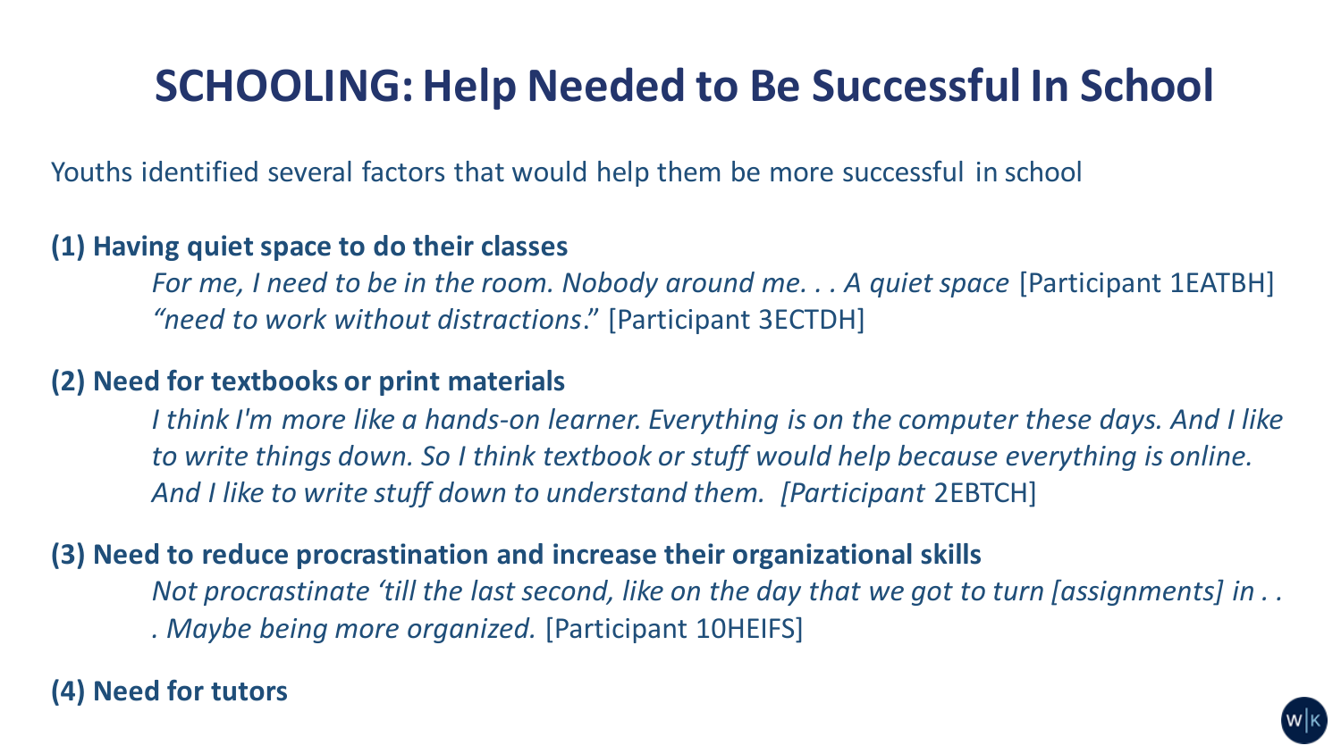# SCHOOLING: Help Needed to Be Successful In School

Youths identified several factors that would help them be more successful in school

**(1) Having quiet space to do their classes**

*For me, I need to be in the room. Nobody around me. . . A quiet space* [Participant 1EATBH]
*"need to work without distractions*." [Participant 3ECTDH]

**(2) Need for textbooks or print materials**

*I think I'm more like a hands-on learner. Everything is on the computer these days. And I like to write things down. So I think textbook or stuff would help because everything is online. And I like to write stuff down to understand them. [Participant* 2EBTCH]

**(3) Need to reduce procrastination and increase their organizational skills**

*Not procrastinate 'till the last second, like on the day that we got to turn [assignments] in . . . Maybe being more organized.* [Participant 10HEIFS]

**(4) Need for tutors**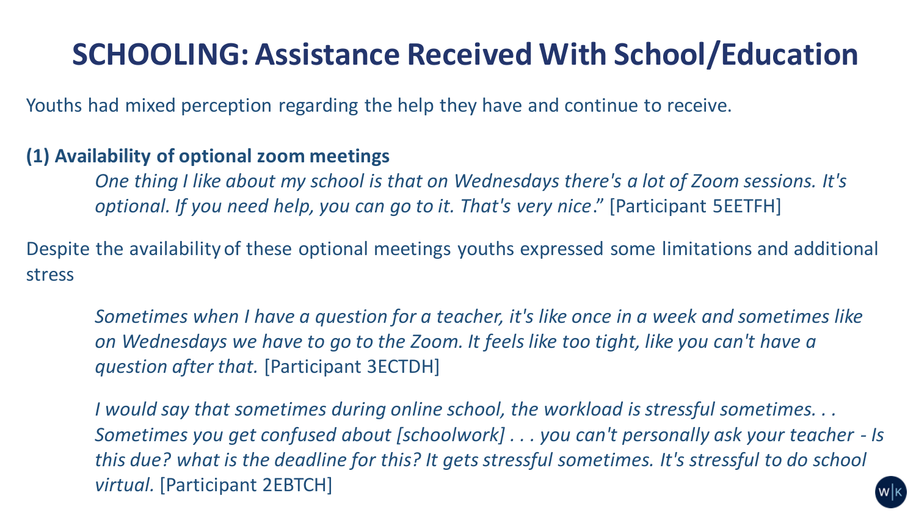# SCHOOLING: Assistance Received With School/Education

Youths had mixed perception regarding the help they have and continue to receive.

**(1) Availability of optional zoom meetings**

> *One thing I like about my school is that on Wednesdays there's a lot of Zoom sessions. It's optional. If you need help, you can go to it. That's very nice*." [Participant 5EETFH]

Despite the availability of these optional meetings youths expressed some limitations and additional stress

> *Sometimes when I have a question for a teacher, it's like once in a week and sometimes like on Wednesdays we have to go to the Zoom. It feels like too tight, like you can't have a question after that.* [Participant 3ECTDH]

> *I would say that sometimes during online school, the workload is stressful sometimes. . . Sometimes you get confused about [schoolwork] . . . you can't personally ask your teacher - Is this due? what is the deadline for this? It gets stressful sometimes. It's stressful to do school virtual.* [Participant 2EBTCH]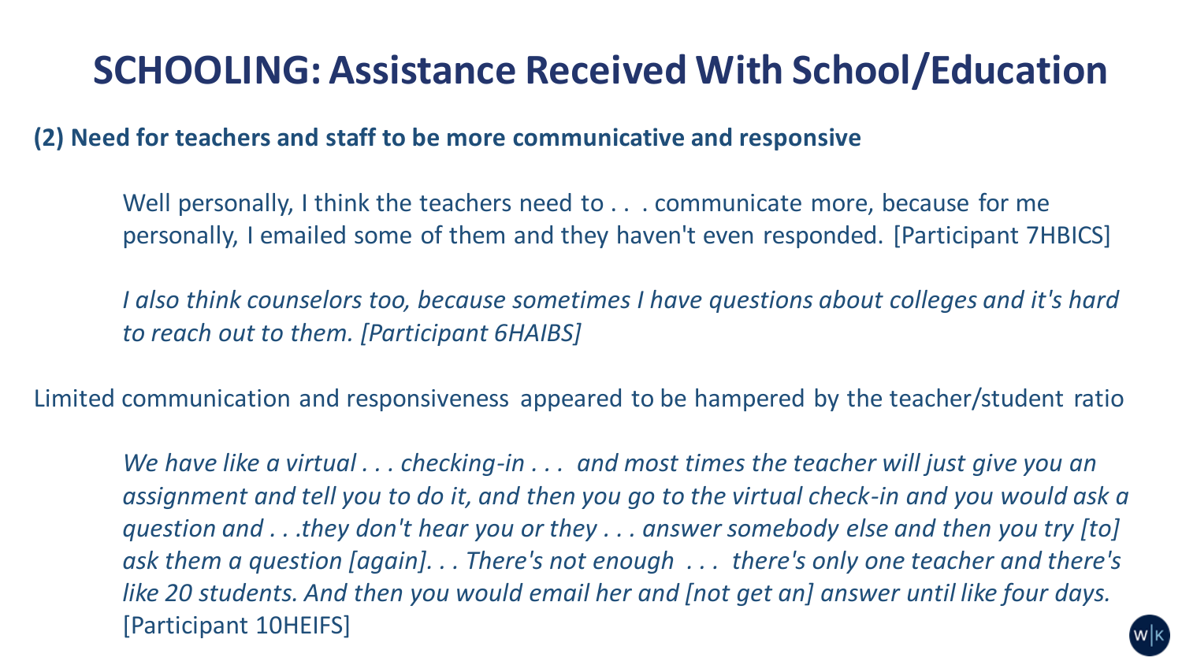# SCHOOLING: Assistance Received With School/Education

**(2) Need for teachers and staff to be more communicative and responsive**

> Well personally, I think the teachers need to . . . communicate more, because for me personally, I emailed some of them and they haven't even responded. [Participant 7HBICS]

> *I also think counselors too, because sometimes I have questions about colleges and it's hard to reach out to them. [Participant 6HAIBS]*

Limited communication and responsiveness appeared to be hampered by the teacher/student ratio

> *We have like a virtual . . . checking-in . . . and most times the teacher will just give you an assignment and tell you to do it, and then you go to the virtual check-in and you would ask a question and . . .they don't hear you or they . . . answer somebody else and then you try [to] ask them a question [again]. . . There's not enough . . . there's only one teacher and there's like 20 students. And then you would email her and [not get an] answer until like four days.* [Participant 10HEIFS]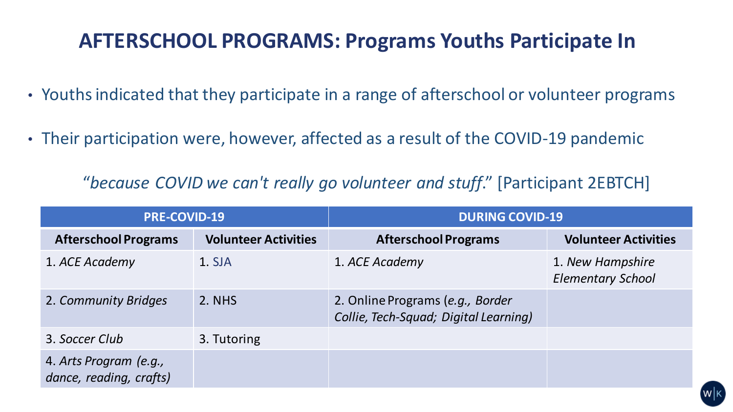# AFTERSCHOOL PROGRAMS: Programs Youths Participate In

- Youths indicated that they participate in a range of afterschool or volunteer programs
- Their participation were, however, affected as a result of the COVID-19 pandemic

"*because COVID we can't really go volunteer and stuff*." [Participant 2EBTCH]

| PRE-COVID-19 | | DURING COVID-19 | |
|---|---|---|---|
| **Afterschool Programs** | **Volunteer Activities** | **Afterschool Programs** | **Volunteer Activities** |
| 1. *ACE Academy* | 1. SJA | 1. *ACE Academy* | 1. *New Hampshire Elementary School* |
| 2. *Community Bridges* | 2. NHS | 2. Online Programs (*e.g., Border Collie, Tech-Squad; Digital Learning*) | |
| 3. *Soccer Club* | 3. Tutoring | | |
| 4. *Arts Program (e.g., dance, reading, crafts)* | | | |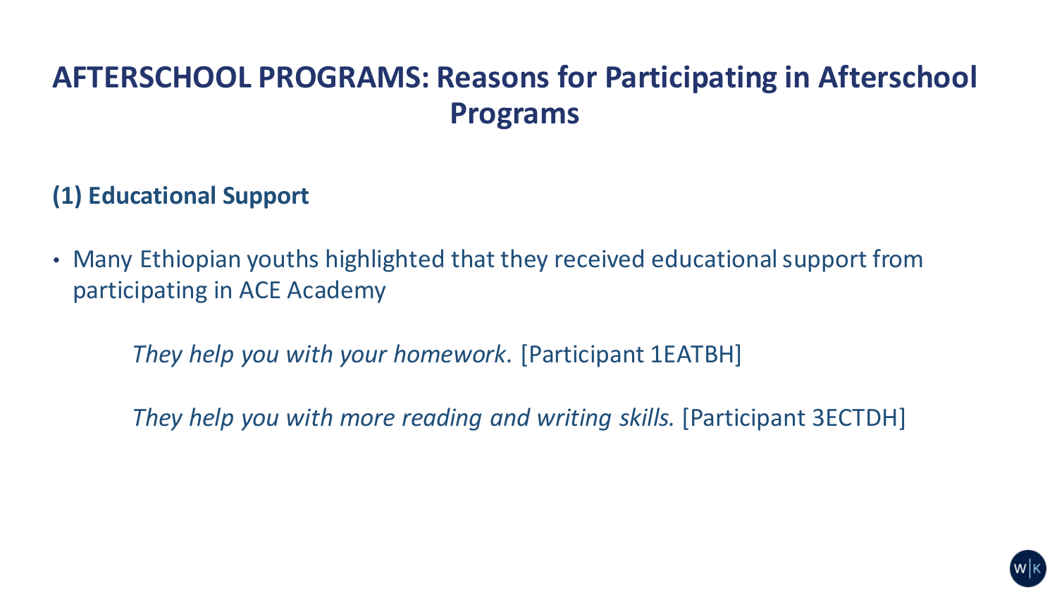# AFTERSCHOOL PROGRAMS: Reasons for Participating in Afterschool Programs

## (1) Educational Support

- Many Ethiopian youths highlighted that they received educational support from participating in ACE Academy

> *They help you with your homework.* [Participant 1EATBH]
>
> *They help you with more reading and writing skills.* [Participant 3ECTDH]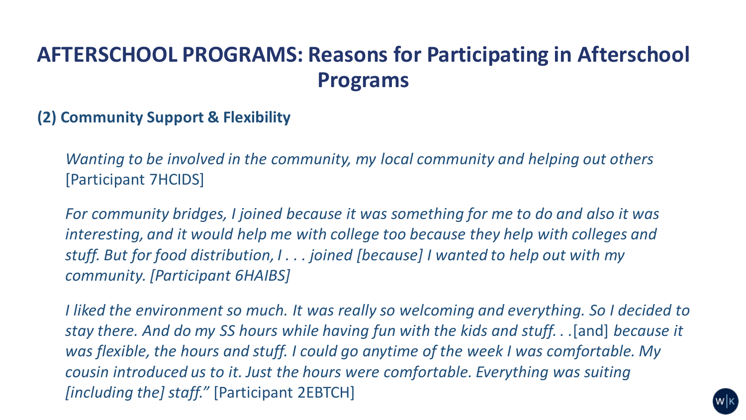# AFTERSCHOOL PROGRAMS: Reasons for Participating in Afterschool Programs

**(2) Community Support & Flexibility**

*Wanting to be involved in the community, my local community and helping out others* [Participant 7HCIDS]

*For community bridges, I joined because it was something for me to do and also it was interesting, and it would help me with college too because they help with colleges and stuff. But for food distribution, I . . . joined [because] I wanted to help out with my community. [Participant 6HAIBS]*

*I liked the environment so much. It was really so welcoming and everything. So I decided to stay there. And do my SS hours while having fun with the kids and stuff. . .*[and] *because it was flexible, the hours and stuff. I could go anytime of the week I was comfortable. My cousin introduced us to it. Just the hours were comfortable. Everything was suiting [including the] staff."* [Participant 2EBTCH]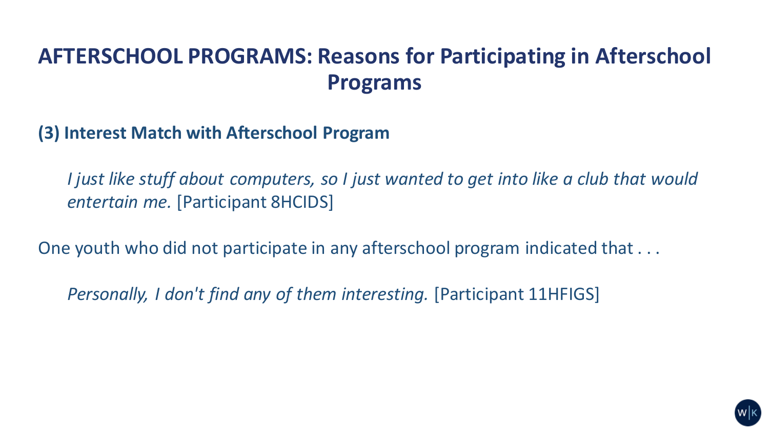# AFTERSCHOOL PROGRAMS: Reasons for Participating in Afterschool Programs

**(3) Interest Match with Afterschool Program**

> *I just like stuff about computers, so I just wanted to get into like a club that would entertain me.* [Participant 8HCIDS]

One youth who did not participate in any afterschool program indicated that . . .

> *Personally, I don't find any of them interesting.* [Participant 11HFIGS]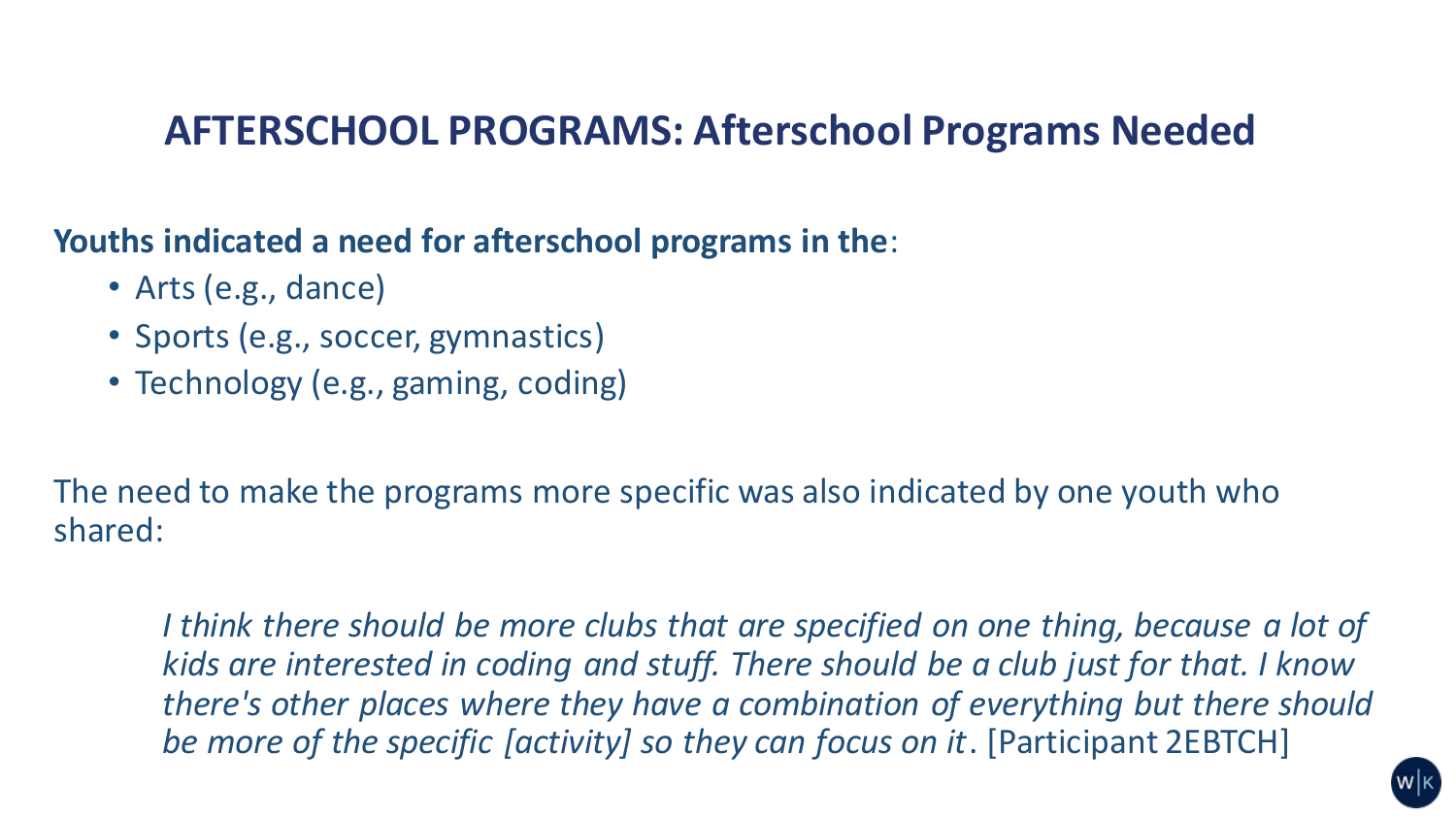# AFTERSCHOOL PROGRAMS: Afterschool Programs Needed

**Youths indicated a need for afterschool programs in the**:

- Arts (e.g., dance)
- Sports (e.g., soccer, gymnastics)
- Technology (e.g., gaming, coding)

The need to make the programs more specific was also indicated by one youth who shared:

> *I think there should be more clubs that are specified on one thing, because a lot of kids are interested in coding and stuff. There should be a club just for that. I know there's other places where they have a combination of everything but there should be more of the specific [activity] so they can focus on it*. [Participant 2EBTCH]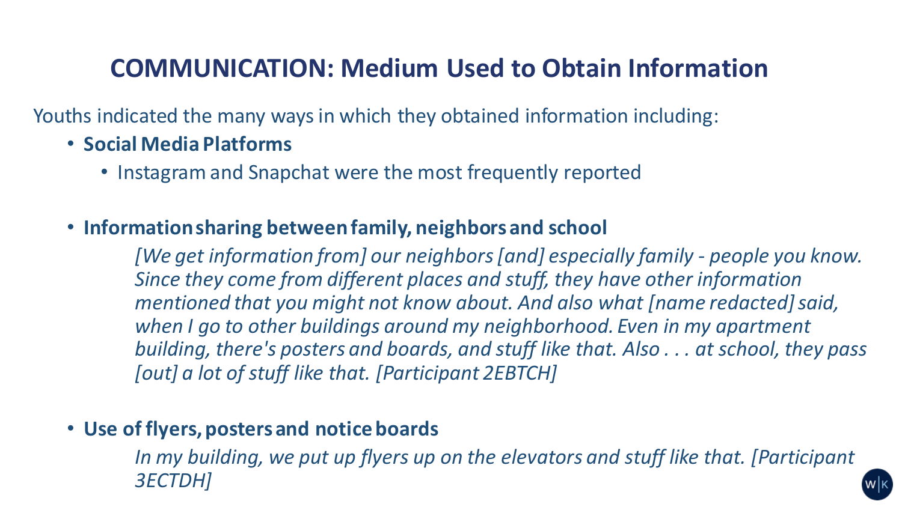# COMMUNICATION: Medium Used to Obtain Information

Youths indicated the many ways in which they obtained information including:

- **Social Media Platforms**
  - Instagram and Snapchat were the most frequently reported

- **Information sharing between family, neighbors and school**

  *[We get information from] our neighbors [and] especially family - people you know. Since they come from different places and stuff, they have other information mentioned that you might not know about. And also what [name redacted] said, when I go to other buildings around my neighborhood. Even in my apartment building, there's posters and boards, and stuff like that. Also . . . at school, they pass [out] a lot of stuff like that. [Participant 2EBTCH]*

- **Use of flyers, posters and notice boards**

  *In my building, we put up flyers up on the elevators and stuff like that. [Participant 3ECTDH]*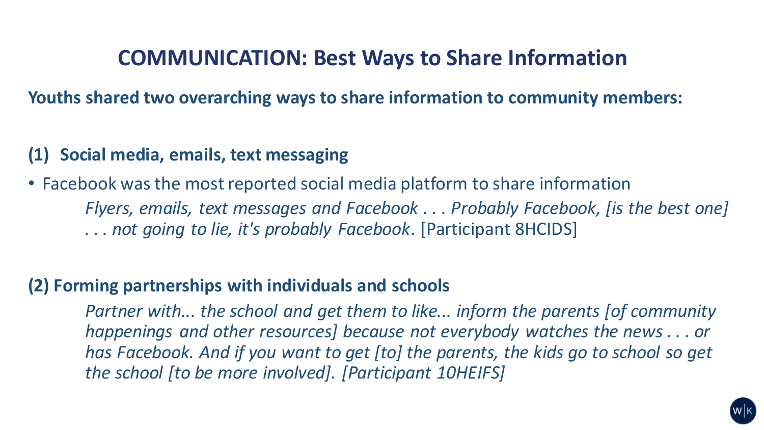# COMMUNICATION: Best Ways to Share Information

**Youths shared two overarching ways to share information to community members:**

**(1) Social media, emails, text messaging**

- Facebook was the most reported social media platform to share information

  *Flyers, emails, text messages and Facebook . . . Probably Facebook, [is the best one] . . . not going to lie, it's probably Facebook*. [Participant 8HCIDS]

**(2) Forming partnerships with individuals and schools**

*Partner with... the school and get them to like... inform the parents [of community happenings and other resources] because not everybody watches the news . . . or has Facebook. And if you want to get [to] the parents, the kids go to school so get the school [to be more involved]. [Participant 10HEIFS]*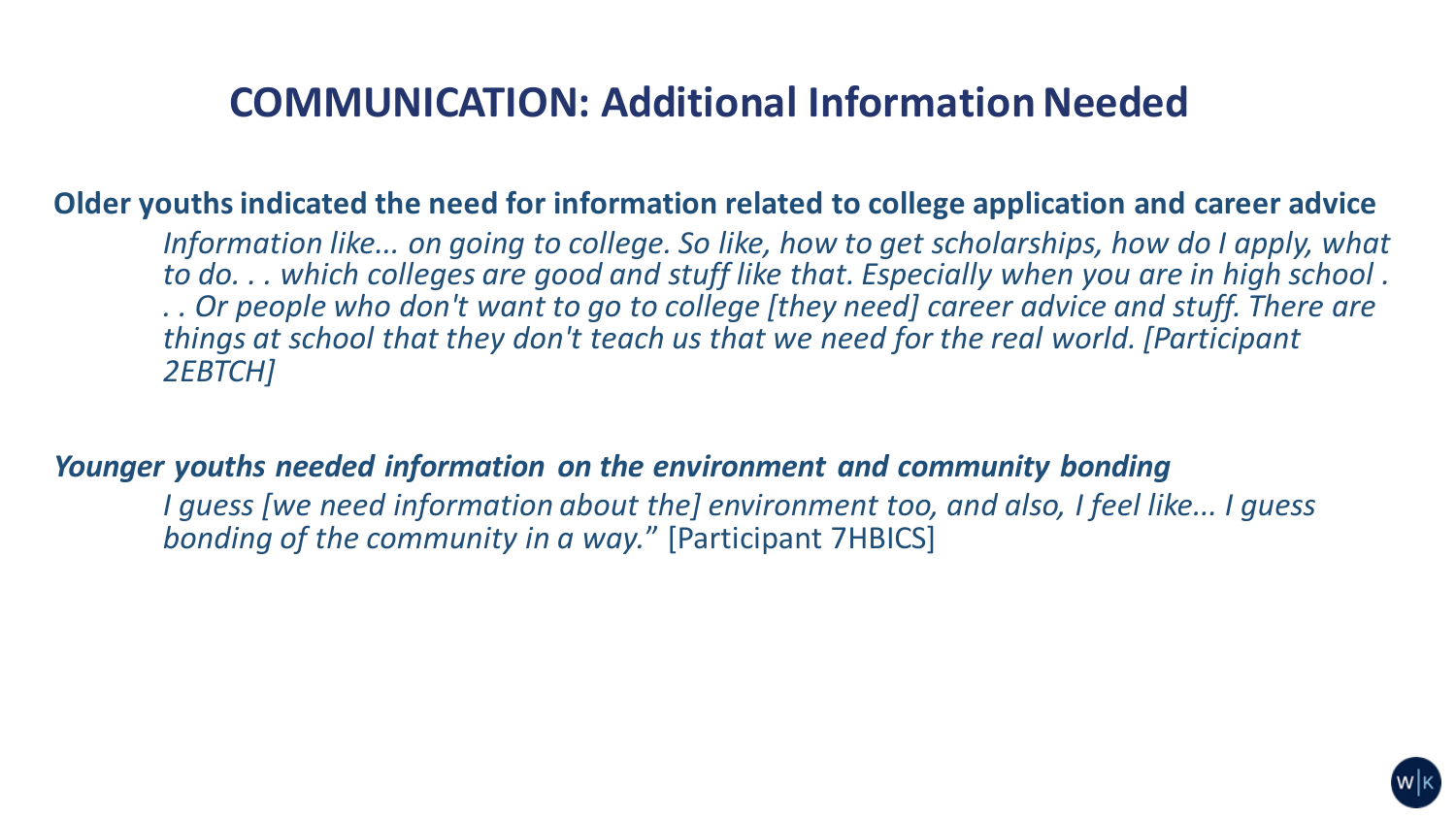# COMMUNICATION: Additional Information Needed

**Older youths indicated the need for information related to college application and career advice**

*Information like... on going to college. So like, how to get scholarships, how do I apply, what to do. . . which colleges are good and stuff like that. Especially when you are in high school . . . Or people who don't want to go to college [they need] career advice and stuff. There are things at school that they don't teach us that we need for the real world. [Participant 2EBTCH]*

***Younger youths needed information on the environment and community bonding***

*I guess [we need information about the] environment too, and also, I feel like... I guess bonding of the community in a way.*" [Participant 7HBICS]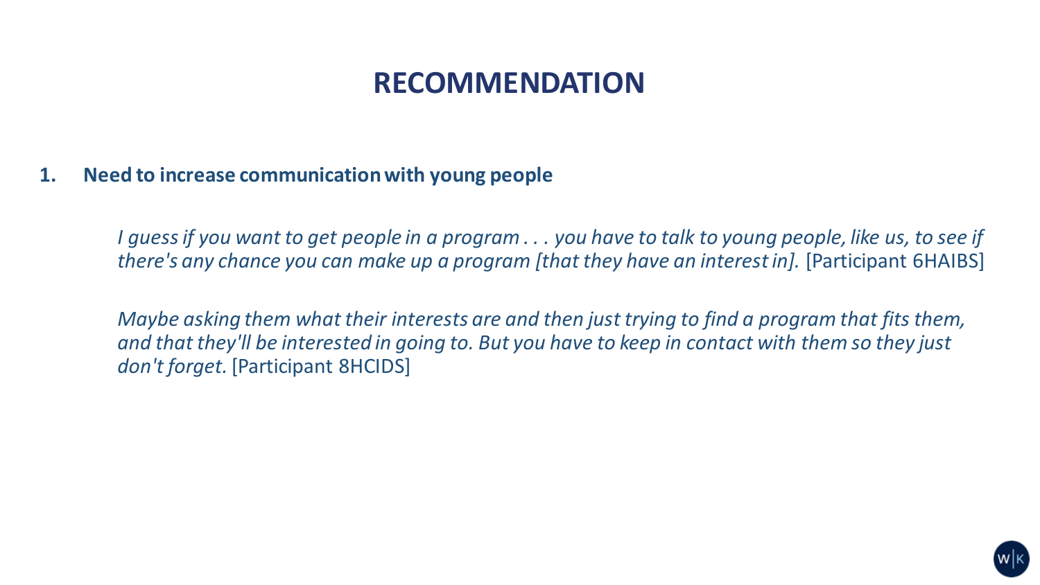# RECOMMENDATION

1. **Need to increase communication with young people**

   *I guess if you want to get people in a program . . . you have to talk to young people, like us, to see if there's any chance you can make up a program [that they have an interest in].* [Participant 6HAIBS]

   *Maybe asking them what their interests are and then just trying to find a program that fits them, and that they'll be interested in going to. But you have to keep in contact with them so they just don't forget.* [Participant 8HCIDS]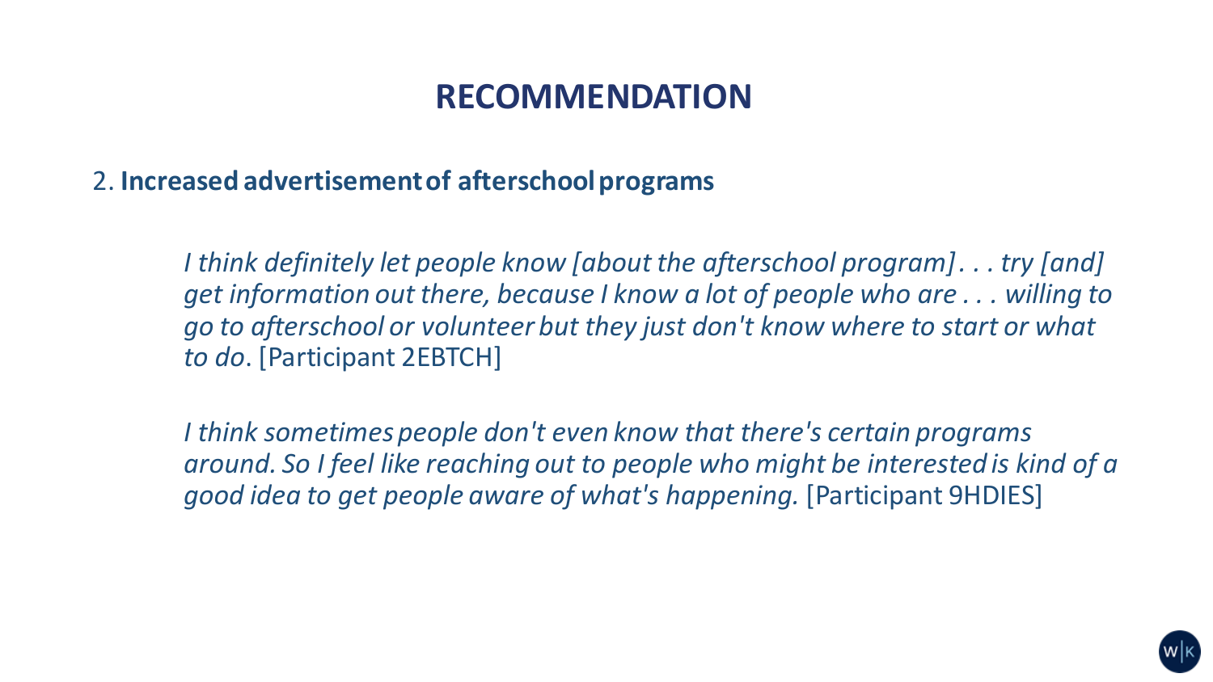# RECOMMENDATION

2. **Increased advertisement of afterschool programs**

> *I think definitely let people know [about the afterschool program] . . . try [and] get information out there, because I know a lot of people who are . . . willing to go to afterschool or volunteer but they just don't know where to start or what to do*. [Participant 2EBTCH]

> *I think sometimes people don't even know that there's certain programs around. So I feel like reaching out to people who might be interested is kind of a good idea to get people aware of what's happening.* [Participant 9HDIES]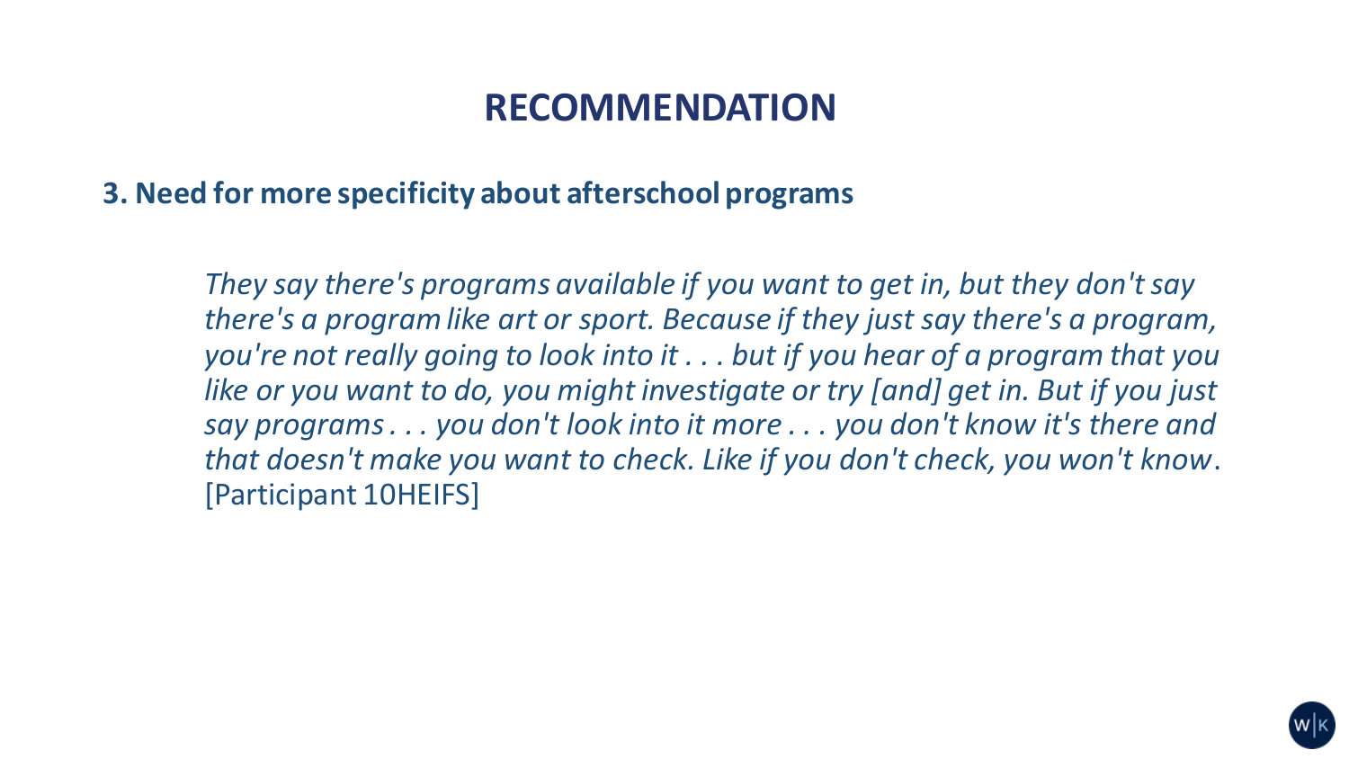# RECOMMENDATION

**3. Need for more specificity about afterschool programs**

> *They say there's programs available if you want to get in, but they don't say there's a program like art or sport. Because if they just say there's a program, you're not really going to look into it . . . but if you hear of a program that you like or you want to do, you might investigate or try [and] get in. But if you just say programs . . . you don't look into it more . . . you don't know it's there and that doesn't make you want to check. Like if you don't check, you won't know*. [Participant 10HEIFS]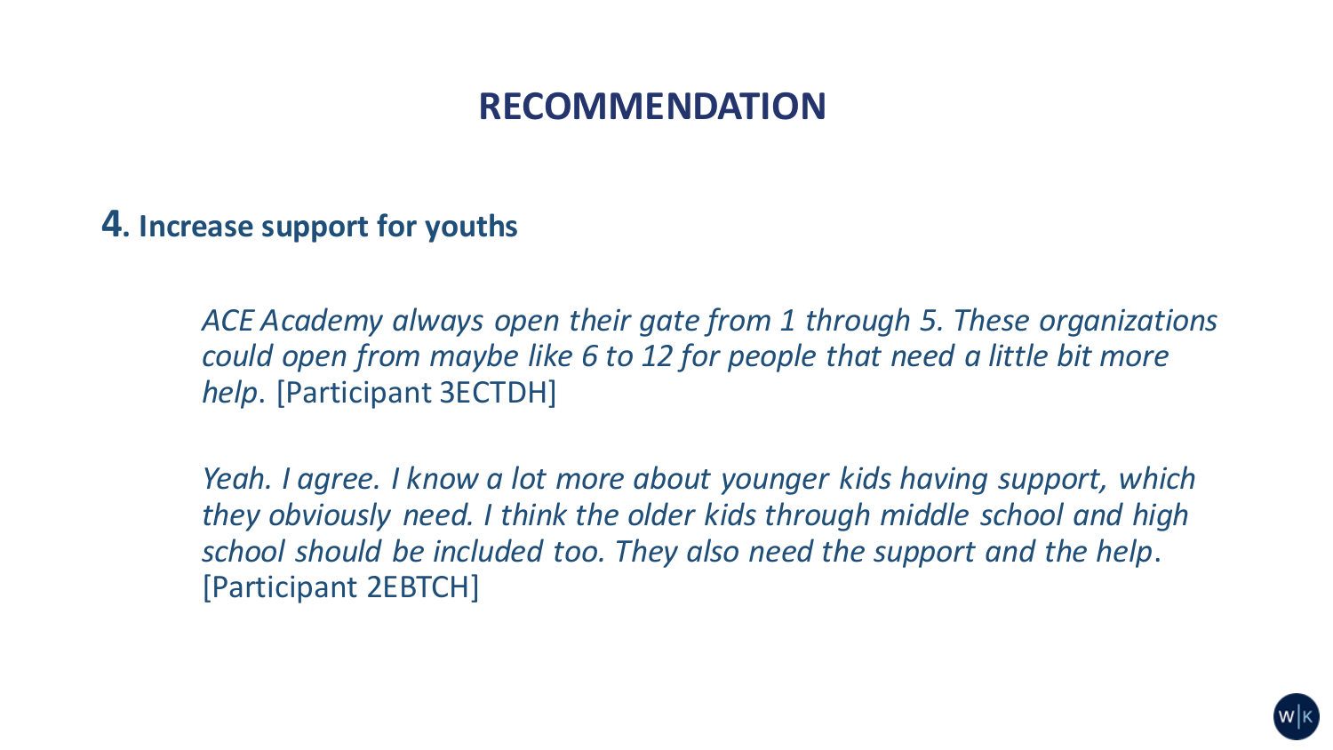# RECOMMENDATION

**4. Increase support for youths**

> *ACE Academy always open their gate from 1 through 5. These organizations could open from maybe like 6 to 12 for people that need a little bit more help*. [Participant 3ECTDH]

> *Yeah. I agree. I know a lot more about younger kids having support, which they obviously need. I think the older kids through middle school and high school should be included too. They also need the support and the help*. [Participant 2EBTCH]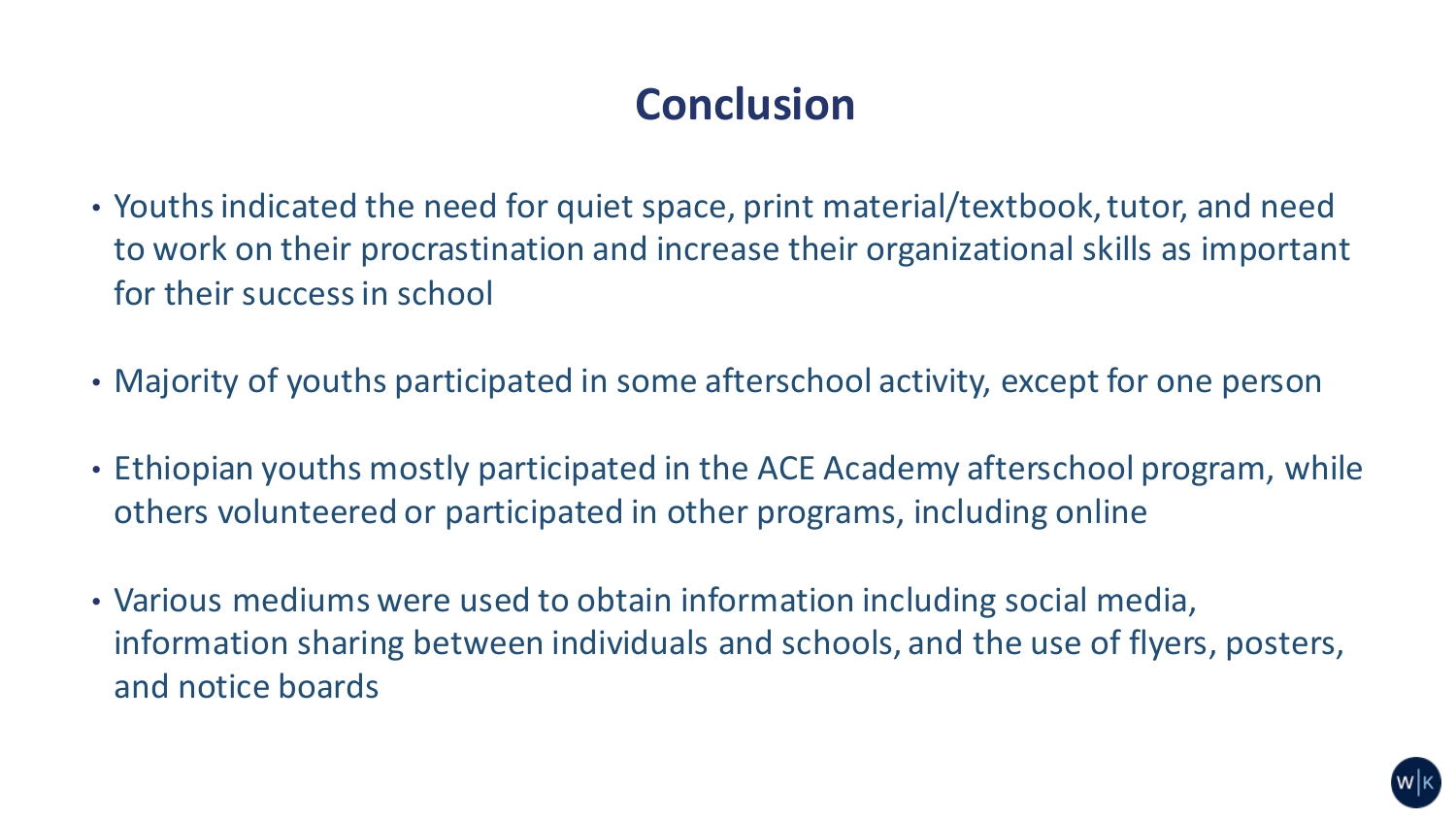# Conclusion

- Youths indicated the need for quiet space, print material/textbook, tutor, and need to work on their procrastination and increase their organizational skills as important for their success in school
- Majority of youths participated in some afterschool activity, except for one person
- Ethiopian youths mostly participated in the ACE Academy afterschool program, while others volunteered or participated in other programs, including online
- Various mediums were used to obtain information including social media, information sharing between individuals and schools, and the use of flyers, posters, and notice boards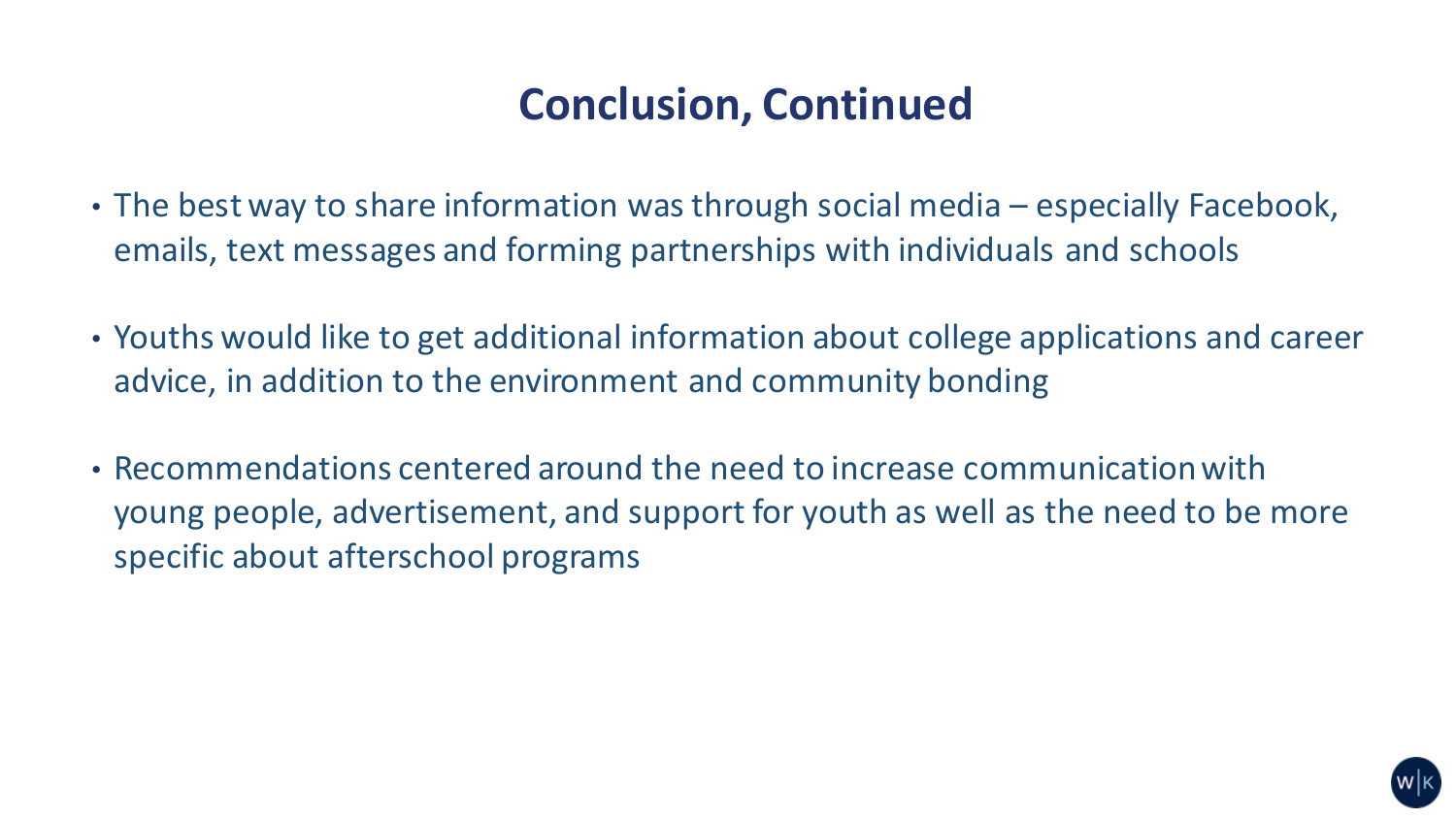# Conclusion, Continued

- The best way to share information was through social media – especially Facebook, emails, text messages and forming partnerships with individuals and schools
- Youths would like to get additional information about college applications and career advice, in addition to the environment and community bonding
- Recommendations centered around the need to increase communication with young people, advertisement, and support for youth as well as the need to be more specific about afterschool programs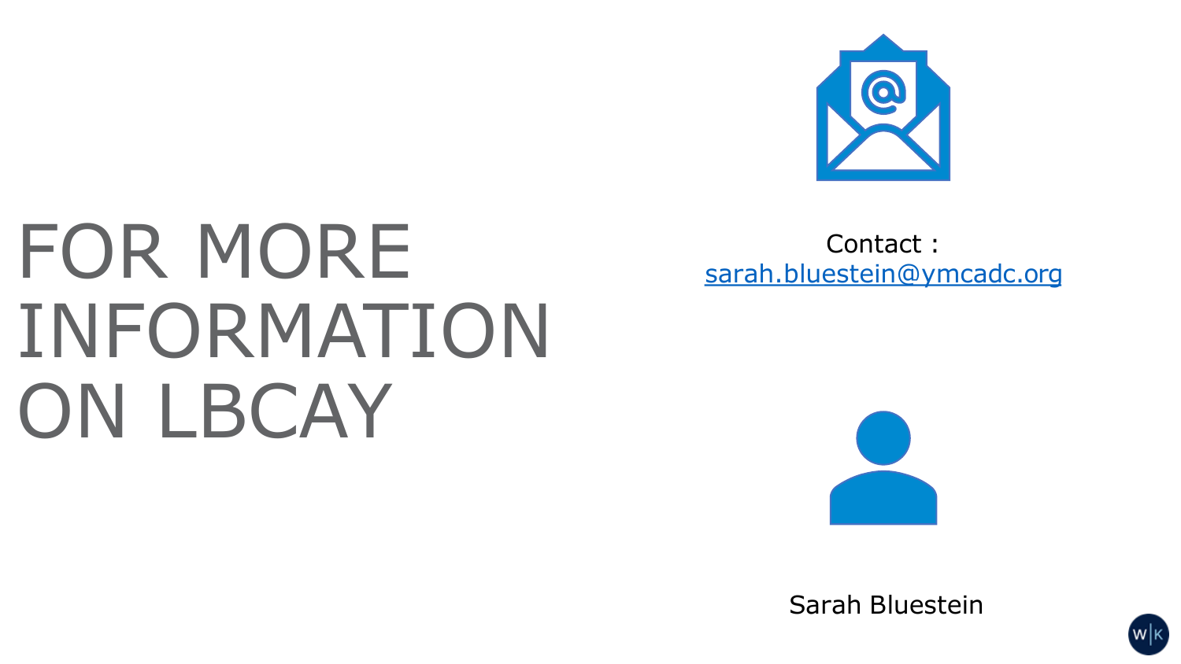# FOR MORE INFORMATION ON LBCAY

Contact : sarah.bluestein@ymcadc.org

Sarah Bluestein